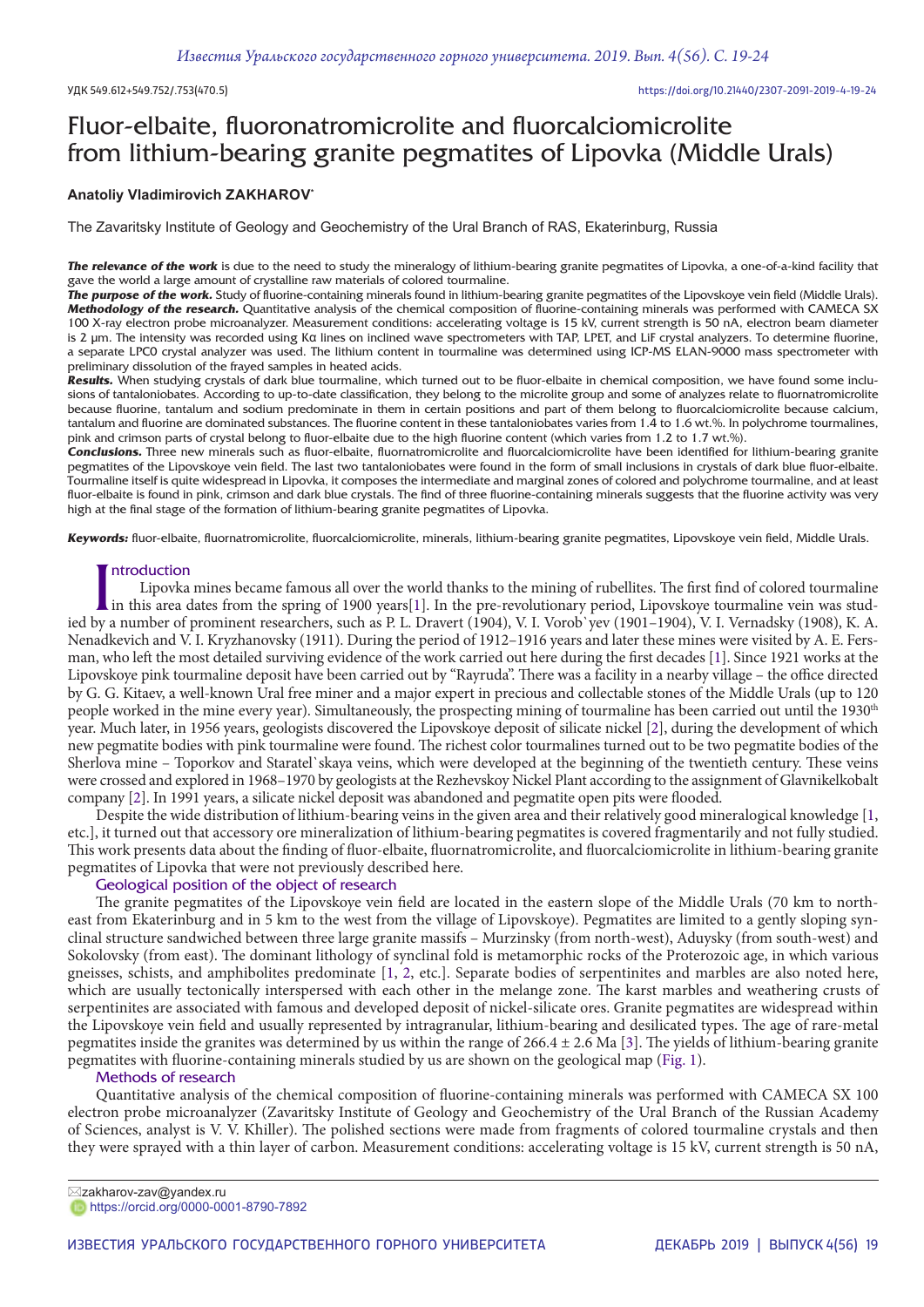УДК 549.612+549.752/.753(470.5)

https://doi.org/10.21440/2307-2091-2019-4-19-24

# Fluor-elbaite, fluoronatromicrolite and fluorcalciomicrolite from lithium-bearing granite pegmatites of Lipovka (Middle Urals)

**Anatoliy Vladimirovich ZAKHAROV***

The Zavaritsky Institute of Geology and Geochemistry of the Ural Branch of RAS, Ekaterinburg, Russia

***The relevance of the work*** is due to the need to study the mineralogy of lithium-bearing granite pegmatites of Lipovka, a one-of-a-kind facility that gave the world a large amount of crystalline raw materials of colored tourmaline.

***The purpose of the work.*** Study of fluorine-containing minerals found in lithium-bearing granite pegmatites of the Lipovskoye vein field (Middle Urals).

***Methodology of the research.*** Quantitative analysis of the chemical composition of fluorine-containing minerals was performed with CAMECA SX 100 X-ray electron probe microanalyzer. Measurement conditions: accelerating voltage is 15 kV, current strength is 50 nA, electron beam diameter is 2 μm. The intensity was recorded using Kα lines on inclined wave spectrometers with TAP, LPET, and LiF crystal analyzers. To determine fluorine, a separate LPC0 crystal analyzer was used. The lithium content in tourmaline was determined using ICP-MS ELAN-9000 mass spectrometer with preliminary dissolution of the frayed samples in heated acids.

***Results.*** When studying crystals of dark blue tourmaline, which turned out to be fluor-elbaite in chemical composition, we have found some inclusions of tantaloniobates. According to up-to-date classification, they belong to the microlite group and some of analyzes relate to fluornatromicrolite because fluorine, tantalum and sodium predominate in them in certain positions and part of them belong to fluorcalciomicrolite because calcium, tantalum and fluorine are dominated substances. The fluorine content in these tantaloniobates varies from 1.4 to 1.6 wt.%. In polychrome tourmalines, pink and crimson parts of crystal belong to fluor-elbaite due to the high fluorine content (which varies from 1.2 to 1.7 wt.%).

***Conclusions.*** Three new minerals such as fluor-elbaite, fluornatromicrolite and fluorcalciomicrolite have been identified for lithium-bearing granite pegmatites of the Lipovskoye vein field. The last two tantaloniobates were found in the form of small inclusions in crystals of dark blue fluor-elbaite. Tourmaline itself is quite widespread in Lipovka, it composes the intermediate and marginal zones of colored and polychrome tourmaline, and at least fluor-elbaite is found in pink, crimson and dark blue crystals. The find of three fluorine-containing minerals suggests that the fluorine activity was very high at the final stage of the formation of lithium-bearing granite pegmatites of Lipovka.

***Keywords:*** fluor-elbaite, fluornatromicrolite, fluorcalciomicrolite, minerals, lithium-bearing granite pegmatites, Lipovskoye vein field, Middle Urals.

## Introduction

Lipovka mines became famous all over the world thanks to the mining of rubellites. The first find of colored tourmaline in this area dates from the spring of 1900 years[1]. In the pre-revolutionary period, Lipovskoye tourmaline vein was studied by a number of prominent researchers, such as P. L. Dravert (1904), V. I. Vorob`yev (1901–1904), V. I. Vernadsky (1908), K. A. Nenadkevich and V. I. Kryzhanovsky (1911). During the period of 1912–1916 years and later these mines were visited by A. E. Fersman, who left the most detailed surviving evidence of the work carried out here during the first decades [1]. Since 1921 works at the Lipovskoye pink tourmaline deposit have been carried out by "Rayruda". There was a facility in a nearby village – the office directed by G. G. Kitaev, a well-known Ural free miner and a major expert in precious and collectable stones of the Middle Urals (up to 120 people worked in the mine every year). Simultaneously, the prospecting mining of tourmaline has been carried out until the 1930th year. Much later, in 1956 years, geologists discovered the Lipovskoye deposit of silicate nickel [2], during the development of which new pegmatite bodies with pink tourmaline were found. The richest color tourmalines turned out to be two pegmatite bodies of the Sherlova mine – Toporkov and Staratel`skaya veins, which were developed at the beginning of the twentieth century. These veins were crossed and explored in 1968–1970 by geologists at the Rezhevskoy Nickel Plant according to the assignment of Glavnikelkobalt company [2]. In 1991 years, a silicate nickel deposit was abandoned and pegmatite open pits were flooded.

Despite the wide distribution of lithium-bearing veins in the given area and their relatively good mineralogical knowledge [1, etc.], it turned out that accessory ore mineralization of lithium-bearing pegmatites is covered fragmentarily and not fully studied. This work presents data about the finding of fluor-elbaite, fluornatromicrolite, and fluorcalciomicrolite in lithium-bearing granite pegmatites of Lipovka that were not previously described here.

## Geological position of the object of research

The granite pegmatites of the Lipovskoye vein field are located in the eastern slope of the Middle Urals (70 km to northeast from Ekaterinburg and in 5 km to the west from the village of Lipovskoye). Pegmatites are limited to a gently sloping synclinal structure sandwiched between three large granite massifs – Murzinsky (from north-west), Aduysky (from south-west) and Sokolovsky (from east). The dominant lithology of synclinal fold is metamorphic rocks of the Proterozoic age, in which various gneisses, schists, and amphibolites predominate [1, 2, etc.]. Separate bodies of serpentinites and marbles are also noted here, which are usually tectonically interspersed with each other in the melange zone. The karst marbles and weathering crusts of serpentinites are associated with famous and developed deposit of nickel-silicate ores. Granite pegmatites are widespread within the Lipovskoye vein field and usually represented by intragranular, lithium-bearing and desilicated types. The age of rare-metal pegmatites inside the granites was determined by us within the range of 266.4 ± 2.6 Ma [3]. The yields of lithium-bearing granite pegmatites with fluorine-containing minerals studied by us are shown on the geological map (Fig. 1).

## Methods of research

Quantitative analysis of the chemical composition of fluorine-containing minerals was performed with CAMECA SX 100 electron probe microanalyzer (Zavaritsky Institute of Geology and Geochemistry of the Ural Branch of the Russian Academy of Sciences, analyst is V. V. Khiller). The polished sections were made from fragments of colored tourmaline crystals and then they were sprayed with a thin layer of carbon. Measurement conditions: accelerating voltage is 15 kV, current strength is 50 nA,

✉zakharov-zav@yandex.ru
https://orcid.org/0000-0001-8790-7892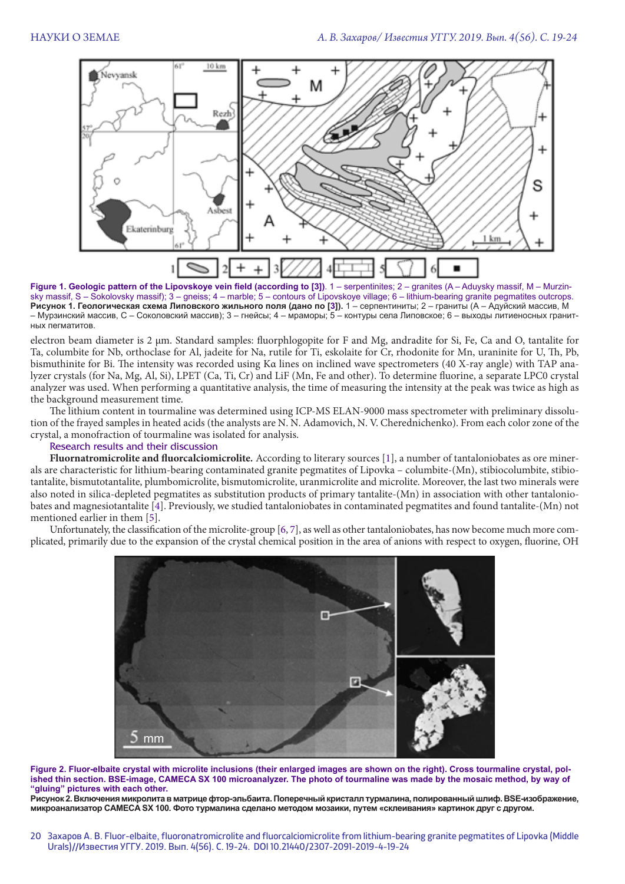**Figure 1. Geologic pattern of the Lipovskoye vein field (according to [3])**. 1 – serpentinites; 2 – granites (A – Aduysky massif, M – Murzinsky massif, S – Sokolovsky massif); 3 – gneiss; 4 – marble; 5 – contours of Lipovskoye village; 6 – lithium-bearing granite pegmatites outcrops.

**Рисунок 1. Геологическая схема Липовского жильного поля (дано по [3]).** 1 – серпентиниты; 2 – граниты (А – Адуйский массив, М – Мурзинский массив, С – Соколовский массив); 3 – гнейсы; 4 – мраморы; 5 – контуры села Липовское; 6 – выходы литиеносных гранитных пегматитов.

electron beam diameter is 2 µm. Standard samples: fluorphlogopite for F and Mg, andradite for Si, Fe, Ca and O, tantalite for Ta, columbite for Nb, orthoclase for Al, jadeite for Na, rutile for Ti, eskolaite for Cr, rhodonite for Mn, uraninite for U, Th, Pb, bismuthinite for Bi. The intensity was recorded using Kα lines on inclined wave spectrometers (40 X-ray angle) with TAP analyzer crystals (for Na, Mg, Al, Si), LPET (Ca, Ti, Cr) and LiF (Mn, Fe and other). To determine fluorine, a separate LPC0 crystal analyzer was used. When performing a quantitative analysis, the time of measuring the intensity at the peak was twice as high as the background measurement time.

The lithium content in tourmaline was determined using ICP-MS ELAN-9000 mass spectrometer with preliminary dissolution of the frayed samples in heated acids (the analysts are N. N. Adamovich, N. V. Cherednichenko). From each color zone of the crystal, a monofraction of tourmaline was isolated for analysis.

## Research results and their discussion

**Fluornatromicrolite and fluorcalciomicrolite.** According to literary sources [1], a number of tantaloniobates as ore minerals are characteristic for lithium-bearing contaminated granite pegmatites of Lipovka – columbite-(Mn), stibiocolumbite, stibiotantalite, bismutotantalite, plumbomicrolite, bismutomicrolite, uranmicrolite and microlite. Moreover, the last two minerals were also noted in silica-depleted pegmatites as substitution products of primary tantalite-(Mn) in association with other tantaloniobates and magnesiotantalite [4]. Previously, we studied tantaloniobates in contaminated pegmatites and found tantalite-(Mn) not mentioned earlier in them [5].

Unfortunately, the classification of the microlite-group [6, 7], as well as other tantaloniobates, has now become much more complicated, primarily due to the expansion of the crystal chemical position in the area of anions with respect to oxygen, fluorine, OH

**Figure 2. Fluor-elbaite crystal with microlite inclusions (their enlarged images are shown on the right). Cross tourmaline crystal, polished thin section. BSE-image, CAMECA SX 100 microanalyzer. The photo of tourmaline was made by the mosaic method, by way of "gluing" pictures with each other.**

**Рисунок 2. Включения микролита в матрице фтор-эльбаита. Поперечный кристалл турмалина, полированный шлиф. BSE-изображение, микроанализатор CAMECA SX 100. Фото турмалина сделано методом мозаики, путем «склеивания» картинок друг с другом.**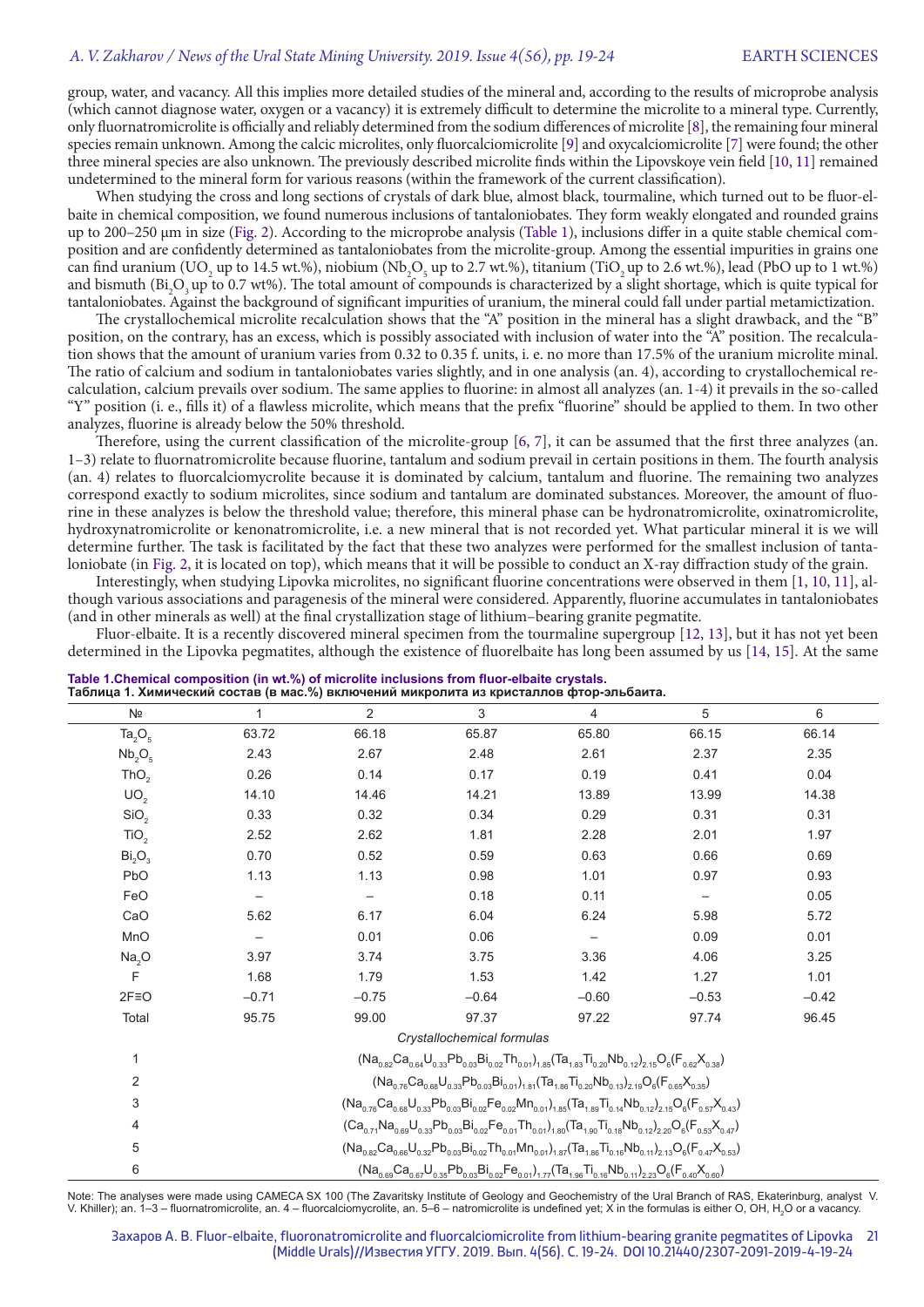group, water, and vacancy. All this implies more detailed studies of the mineral and, according to the results of microprobe analysis (which cannot diagnose water, oxygen or a vacancy) it is extremely difficult to determine the microlite to a mineral type. Currently, only fluornatromicrolite is officially and reliably determined from the sodium differences of microlite [8], the remaining four mineral species remain unknown. Among the calcic microlites, only fluorcalciomicrolite [9] and oxycalciomicrolite [7] were found; the other three mineral species are also unknown. The previously described microlite finds within the Lipovskoye vein field [10, 11] remained undetermined to the mineral form for various reasons (within the framework of the current classification).

When studying the cross and long sections of crystals of dark blue, almost black, tourmaline, which turned out to be fluor-elbaite in chemical composition, we found numerous inclusions of tantaloniobates. They form weakly elongated and rounded grains up to 200–250 µm in size (Fig. 2). According to the microprobe analysis (Table 1), inclusions differ in a quite stable chemical composition and are confidently determined as tantaloniobates from the microlite-group. Among the essential impurities in grains one can find uranium ($UO_2$ up to 14.5 wt.%), niobium ($Nb_2O_5$ up to 2.7 wt.%), titanium ($TiO_2$ up to 2.6 wt.%), lead (PbO up to 1 wt.%) and bismuth ($Bi_2O_3$ up to 0.7 wt%). The total amount of compounds is characterized by a slight shortage, which is quite typical for tantaloniobates. Against the background of significant impurities of uranium, the mineral could fall under partial metamictization.

The crystallochemical microlite recalculation shows that the "A" position in the mineral has a slight drawback, and the "B" position, on the contrary, has an excess, which is possibly associated with inclusion of water into the "A" position. The recalculation shows that the amount of uranium varies from 0.32 to 0.35 f. units, i. e. no more than 17.5% of the uranium microlite minal. The ratio of calcium and sodium in tantaloniobates varies slightly, and in one analysis (an. 4), according to crystallochemical recalculation, calcium prevails over sodium. The same applies to fluorine: in almost all analyzes (an. 1-4) it prevails in the so-called "Y" position (i. e., fills it) of a flawless microlite, which means that the prefix "fluorine" should be applied to them. In two other analyzes, fluorine is already below the 50% threshold.

Therefore, using the current classification of the microlite-group [6, 7], it can be assumed that the first three analyzes (an. 1–3) relate to fluornatromicrolite because fluorine, tantalum and sodium prevail in certain positions in them. The fourth analysis (an. 4) relates to fluorcalciomycrolite because it is dominated by calcium, tantalum and fluorine. The remaining two analyzes correspond exactly to sodium microlites, since sodium and tantalum are dominated substances. Moreover, the amount of fluorine in these analyzes is below the threshold value; therefore, this mineral phase can be hydronatromicrolite, oxinatromicrolite, hydroxynatromicrolite or kenonatromicrolite, i.e. a new mineral that is not recorded yet. What particular mineral it is we will determine further. The task is facilitated by the fact that these two analyzes were performed for the smallest inclusion of tantaloniobate (in Fig. 2, it is located on top), which means that it will be possible to conduct an X-ray diffraction study of the grain.

Interestingly, when studying Lipovka microlites, no significant fluorine concentrations were observed in them [1, 10, 11], although various associations and paragenesis of the mineral were considered. Apparently, fluorine accumulates in tantaloniobates (and in other minerals as well) at the final crystallization stage of lithium–bearing granite pegmatite.

Fluor-elbaite. It is a recently discovered mineral specimen from the tourmaline supergroup [12, 13], but it has not yet been determined in the Lipovka pegmatites, although the existence of fluorelbaite has long been assumed by us [14, 15]. At the same

**Table 1. Chemical composition (in wt.%) of microlite inclusions from fluor-elbaite crystals.**
**Таблица 1. Химический состав (в мас.%) включений микролита из кристаллов фтор-эльбаита.**

| № | 1 | 2 | 3 | 4 | 5 | 6 |
|---|---|---|---|---|---|---|
| $Ta_2O_5$ | 63.72 | 66.18 | 65.87 | 65.80 | 66.15 | 66.14 |
| $Nb_2O_5$ | 2.43 | 2.67 | 2.48 | 2.61 | 2.37 | 2.35 |
| $ThO_2$ | 0.26 | 0.14 | 0.17 | 0.19 | 0.41 | 0.04 |
| $UO_2$ | 14.10 | 14.46 | 14.21 | 13.89 | 13.99 | 14.38 |
| $SiO_2$ | 0.33 | 0.32 | 0.34 | 0.29 | 0.31 | 0.31 |
| $TiO_2$ | 2.52 | 2.62 | 1.81 | 2.28 | 2.01 | 1.97 |
| $Bi_2O_3$ | 0.70 | 0.52 | 0.59 | 0.63 | 0.66 | 0.69 |
| PbO | 1.13 | 1.13 | 0.98 | 1.01 | 0.97 | 0.93 |
| FeO | – | – | 0.18 | 0.11 | – | 0.05 |
| CaO | 5.62 | 6.17 | 6.04 | 6.24 | 5.98 | 5.72 |
| MnO | – | 0.01 | 0.06 | – | 0.09 | 0.01 |
| $Na_2O$ | 3.97 | 3.74 | 3.75 | 3.36 | 4.06 | 3.25 |
| F | 1.68 | 1.79 | 1.53 | 1.42 | 1.27 | 1.01 |
| 2F≡O | –0.71 | –0.75 | –0.64 | –0.60 | –0.53 | –0.42 |
| Total | 95.75 | 99.00 | 97.37 | 97.22 | 97.74 | 96.45 |
| *Crystallochemical formulas* | | | | | | |
| 1 | $(Na_{0.82}Ca_{0.64}U_{0.33}Pb_{0.03}Bi_{0.02}Th_{0.01})_{1.85}(Ta_{1.83}Ti_{0.20}Nb_{0.12})_{2.15}O_6(F_{0.62}X_{0.38})$ | | | | | |
| 2 | $(Na_{0.76}Ca_{0.68}U_{0.33}Pb_{0.03}Bi_{0.01})_{1.81}(Ta_{1.86}Ti_{0.20}Nb_{0.13})_{2.19}O_6(F_{0.65}X_{0.35})$ | | | | | |
| 3 | $(Na_{0.76}Ca_{0.68}U_{0.33}Pb_{0.03}Bi_{0.02}Fe_{0.02}Mn_{0.01})_{1.85}(Ta_{1.89}Ti_{0.14}Nb_{0.12})_{2.15}O_6(F_{0.57}X_{0.43})$ | | | | | |
| 4 | $(Ca_{0.71}Na_{0.69}U_{0.33}Pb_{0.03}Bi_{0.02}Fe_{0.01}Th_{0.01})_{1.80}(Ta_{1.90}Ti_{0.18}Nb_{0.12})_{2.20}O_6(F_{0.53}X_{0.47})$ | | | | | |
| 5 | $(Na_{0.82}Ca_{0.66}U_{0.32}Pb_{0.03}Bi_{0.02}Th_{0.01}Mn_{0.01})_{1.87}(Ta_{1.86}Ti_{0.16}Nb_{0.11})_{2.13}O_6(F_{0.47}X_{0.53})$ | | | | | |
| 6 | $(Na_{0.69}Ca_{0.67}U_{0.35}Pb_{0.03}Bi_{0.02}Fe_{0.01})_{1.77}(Ta_{1.96}Ti_{0.16}Nb_{0.11})_{2.23}O_6(F_{0.40}X_{0.60})$ | | | | | |

Note: The analyses were made using CAMECA SX 100 (The Zavaritsky Institute of Geology and Geochemistry of the Ural Branch of RAS, Ekaterinburg, analyst V. V. Khiller); an. 1–3 – fluornatromicrolite, an. 4 – fluorcalciomycrolite, an. 5–6 – natromicrolite is undefined yet; X in the formulas is either O, OH, $H_2O$ or a vacancy.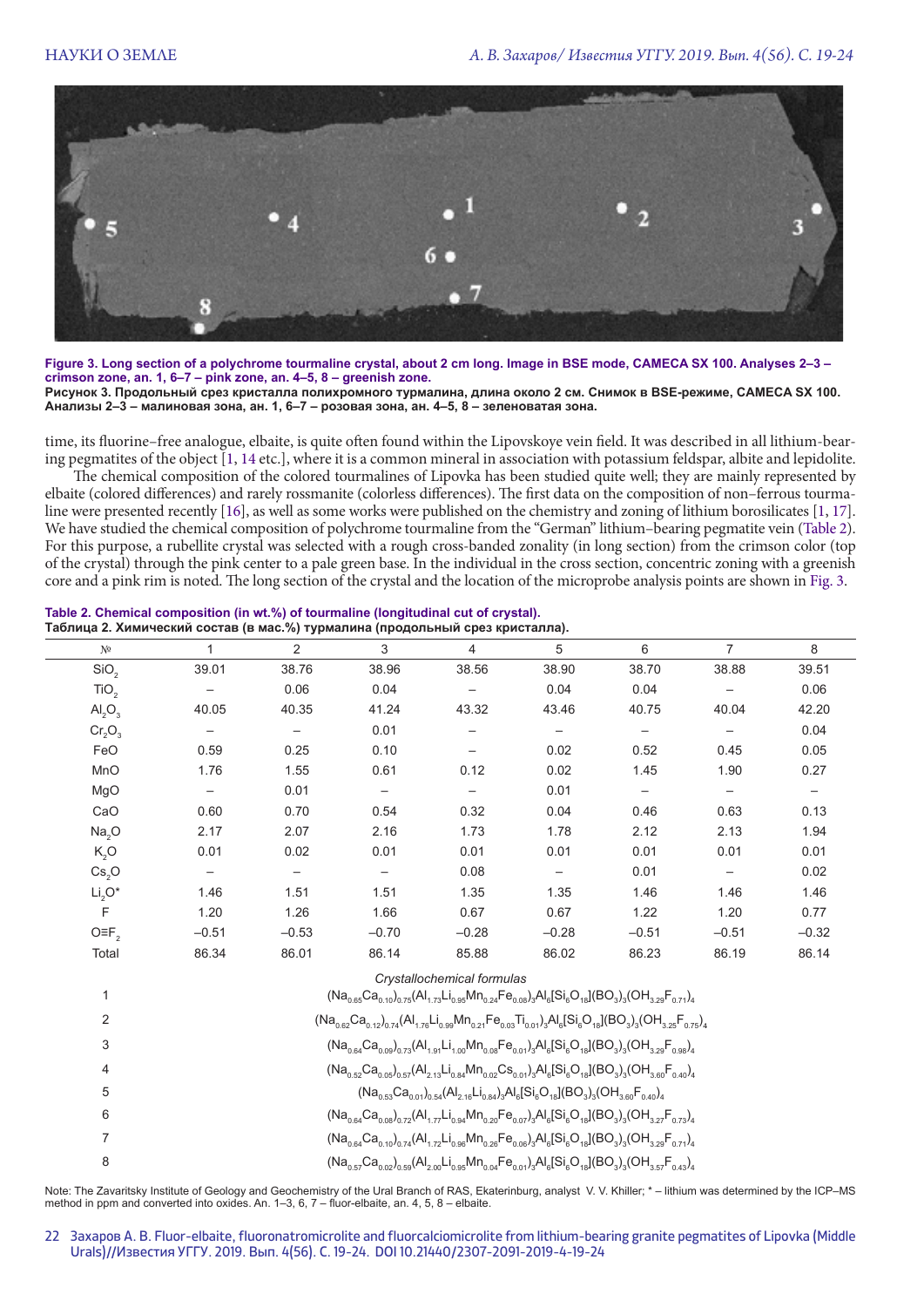**Figure 3. Long section of a polychrome tourmaline crystal, about 2 cm long. Image in BSE mode, CAMECA SX 100. Analyses 2–3 – crimson zone, an. 1, 6–7 – pink zone, an. 4–5, 8 – greenish zone.**
**Рисунок 3. Продольный срез кристалла полихромного турмалина, длина около 2 см. Снимок в BSE-режиме, CAMECA SX 100. Анализы 2–3 – малиновая зона, ан. 1, 6–7 – розовая зона, ан. 4–5, 8 – зеленоватая зона.**

time, its fluorine–free analogue, elbaite, is quite often found within the Lipovskoye vein field. It was described in all lithium-bearing pegmatites of the object [1, 14 etc.], where it is a common mineral in association with potassium feldspar, albite and lepidolite.

The chemical composition of the colored tourmalines of Lipovka has been studied quite well; they are mainly represented by elbaite (colored differences) and rarely rossmanite (colorless differences). The first data on the composition of non–ferrous tourmaline were presented recently [16], as well as some works were published on the chemistry and zoning of lithium borosilicates [1, 17]. We have studied the chemical composition of polychrome tourmaline from the "German" lithium–bearing pegmatite vein (Table 2). For this purpose, a rubellite crystal was selected with a rough cross-banded zonality (in long section) from the crimson color (top of the crystal) through the pink center to a pale green base. In the individual in the cross section, concentric zoning with a greenish core and a pink rim is noted. The long section of the crystal and the location of the microprobe analysis points are shown in Fig. 3.

**Table 2. Chemical composition (in wt.%) of tourmaline (longitudinal cut of crystal).**
**Таблица 2. Химический состав (в мас.%) турмалина (продольный срез кристалла).**

| № | 1 | 2 | 3 | 4 | 5 | 6 | 7 | 8 |
|---|---|---|---|---|---|---|---|---|
| $SiO_2$ | 39.01 | 38.76 | 38.96 | 38.56 | 38.90 | 38.70 | 38.88 | 39.51 |
| $TiO_2$ | – | 0.06 | 0.04 | – | 0.04 | 0.04 | – | 0.06 |
| $Al_2O_3$ | 40.05 | 40.35 | 41.24 | 43.32 | 43.46 | 40.75 | 40.04 | 42.20 |
| $Cr_2O_3$ | – | – | 0.01 | – | – | – | – | 0.04 |
| FeO | 0.59 | 0.25 | 0.10 | – | 0.02 | 0.52 | 0.45 | 0.05 |
| MnO | 1.76 | 1.55 | 0.61 | 0.12 | 0.02 | 1.45 | 1.90 | 0.27 |
| MgO | – | 0.01 | – | – | 0.01 | – | – | – |
| CaO | 0.60 | 0.70 | 0.54 | 0.32 | 0.04 | 0.46 | 0.63 | 0.13 |
| $Na_2O$ | 2.17 | 2.07 | 2.16 | 1.73 | 1.78 | 2.12 | 2.13 | 1.94 |
| $K_2O$ | 0.01 | 0.02 | 0.01 | 0.01 | 0.01 | 0.01 | 0.01 | 0.01 |
| $Cs_2O$ | – | – | – | 0.08 | – | 0.01 | – | 0.02 |
| $Li_2O$* | 1.46 | 1.51 | 1.51 | 1.35 | 1.35 | 1.46 | 1.46 | 1.46 |
| F | 1.20 | 1.26 | 1.66 | 0.67 | 0.67 | 1.22 | 1.20 | 0.77 |
| $O\equiv F_2$ | –0.51 | –0.53 | –0.70 | –0.28 | –0.28 | –0.51 | –0.51 | –0.32 |
| Total | 86.34 | 86.01 | 86.14 | 85.88 | 86.02 | 86.23 | 86.19 | 86.14 |

*Crystallochemical formulas*

1. $(Na_{0.65}Ca_{0.10})_{0.75}(Al_{1.73}Li_{0.95}Mn_{0.24}Fe_{0.08})_3Al_6[Si_6O_{18}](BO_3)_3(OH_{3.29}F_{0.71})_4$
2. $(Na_{0.62}Ca_{0.12})_{0.74}(Al_{1.76}Li_{0.99}Mn_{0.21}Fe_{0.03}Ti_{0.01})_3Al_6[Si_6O_{18}](BO_3)_3(OH_{3.25}F_{0.75})_4$
3. $(Na_{0.64}Ca_{0.09})_{0.73}(Al_{1.91}Li_{1.00}Mn_{0.08}Fe_{0.01})_3Al_6[Si_6O_{18}](BO_3)_3(OH_{3.29}F_{0.98})_4$
4. $(Na_{0.52}Ca_{0.05})_{0.57}(Al_{2.13}Li_{0.84}Mn_{0.02}Cs_{0.01})_3Al_6[Si_6O_{18}](BO_3)_3(OH_{3.60}F_{0.40})_4$
5. $(Na_{0.53}Ca_{0.01})_{0.54}(Al_{2.16}Li_{0.84})_3Al_6[Si_6O_{18}](BO_3)_3(OH_{3.60}F_{0.40})_4$
6. $(Na_{0.64}Ca_{0.08})_{0.72}(Al_{1.77}Li_{0.94}Mn_{0.20}Fe_{0.07})_3Al_6[Si_6O_{18}](BO_3)_3(OH_{3.27}F_{0.73})_4$
7. $(Na_{0.64}Ca_{0.10})_{0.74}(Al_{1.72}Li_{0.96}Mn_{0.26}Fe_{0.06})_3Al_6[Si_6O_{18}](BO_3)_3(OH_{3.29}F_{0.71})_4$
8. $(Na_{0.57}Ca_{0.02})_{0.59}(Al_{2.00}Li_{0.95}Mn_{0.04}Fe_{0.01})_3Al_6[Si_6O_{18}](BO_3)_3(OH_{3.57}F_{0.43})_4$

Note: The Zavaritsky Institute of Geology and Geochemistry of the Ural Branch of RAS, Ekaterinburg, analyst V. V. Khiller; * – lithium was determined by the ICP–MS method in ppm and converted into oxides. An. 1–3, 6, 7 – fluor-elbaite, an. 4, 5, 8 – elbaite.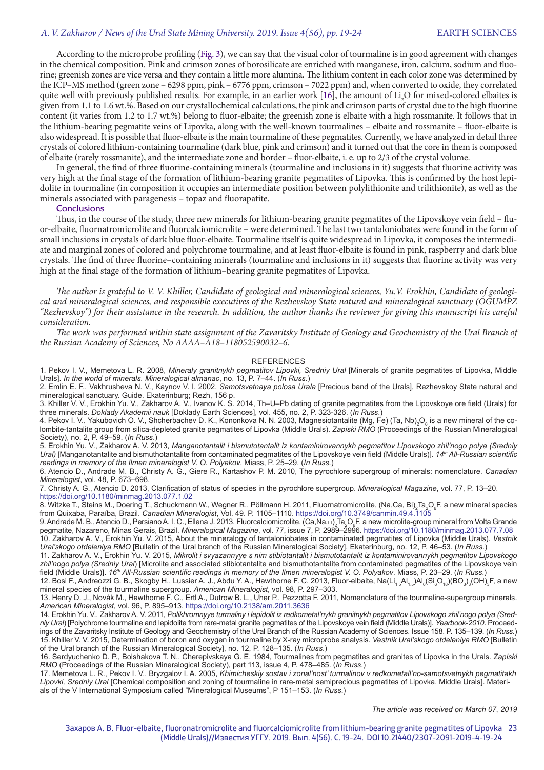According to the microprobe profiling (Fig. 3), we can say that the visual color of tourmaline is in good agreement with changes in the chemical composition. Pink and crimson zones of borosilicate are enriched with manganese, iron, calcium, sodium and fluorine; greenish zones are vice versa and they contain a little more alumina. The lithium content in each color zone was determined by the ICP–MS method (green zone – 6298 ppm, pink – 6776 ppm, crimson – 7022 ppm) and, when converted to oxide, they correlated quite well with previously published results. For example, in an earlier work [16], the amount of $Li_2O$ for mixed-colored elbaites is given from 1.1 to 1.6 wt.%. Based on our crystallochemical calculations, the pink and crimson parts of crystal due to the high fluorine content (it varies from 1.2 to 1.7 wt.%) belong to fluor-elbaite; the greenish zone is elbaite with a high rossmanite. It follows that in the lithium-bearing pegmatite veins of Lipovka, along with the well-known tourmalines – elbaite and rossmanite – fluor-elbaite is also widespread. It is possible that fluor-elbaite is the main tourmaline of these pegmatites. Currently, we have analyzed in detail three crystals of colored lithium-containing tourmaline (dark blue, pink and crimson) and it turned out that the core in them is composed of elbaite (rarely rossmanite), and the intermediate zone and border – fluor-elbaite, i. e. up to 2/3 of the crystal volume.

In general, the find of three fluorine-containing minerals (tourmaline and inclusions in it) suggests that fluorine activity was very high at the final stage of the formation of lithium-bearing granite pegmatites of Lipovka. This is confirmed by the host lepidolite in tourmaline (in composition it occupies an intermediate position between polylithionite and trilithionite), as well as the minerals associated with paragenesis – topaz and fluorapatite.

## Conclusions

Thus, in the course of the study, three new minerals for lithium-bearing granite pegmatites of the Lipovskoye vein field – fluor-elbaite, fluornatromicrolite and fluorcalciomicrolite – were determined. The last two tantaloniobates were found in the form of small inclusions in crystals of dark blue fluor-elbaite. Tourmaline itself is quite widespread in Lipovka, it composes the intermediate and marginal zones of colored and polychrome tourmaline, and at least fluor-elbaite is found in pink, raspberry and dark blue crystals. The find of three fluorine–containing minerals (tourmaline and inclusions in it) suggests that fluorine activity was very high at the final stage of the formation of lithium–bearing granite pegmatites of Lipovka.

*The author is grateful to V. V. Khiller, Candidate of geological and mineralogical sciences, Yu.V. Erokhin, Candidate of geological and mineralogical sciences, and responsible executives of the Rezhevskoy State natural and mineralogical sanctuary (OGUMPZ "Rezhevskoy") for their assistance in the research. In addition, the author thanks the reviewer for giving this manuscript his careful consideration.*

*The work was performed within state assignment of the Zavaritsky Institute of Geology and Geochemistry of the Ural Branch of the Russian Academy of Sciences, No AAAA–A18–118052590032–6.*

## REFERENCES

1. Pekov I. V., Memetova L. R. 2008, *Mineraly granitnykh pegmatitov Lipovki, Sredniy Ural* [Minerals of granite pegmatites of Lipovka, Middle Urals]. *In the world of minerals. Mineralogical almanac*, no. 13, P. 7–44. (*In Russ.*)
2. Emlin E. F., Vakhrusheva N. V., Kaynov V. I. 2002, *Samotsvetnaya polosa Urala* [Precious band of the Urals], Rezhevskoy State natural and mineralogical sanctuary. Guide. Ekaterinburg; Rezh, 156 p.
3. Khiller V. V., Erokhin Yu. V., Zakharov A. V., Ivanov K. S. 2014, Th–U–Pb dating of granite pegmatites from the Lipovskoye ore field (Urals) for three minerals. *Doklady Akademii nauk* [Doklady Earth Sciences], vol. 455, no. 2, P. 323-326. (*In Russ.*)
4. Pekov I. V., Yakubovich O. V., Shcherbachev D. K., Kononkova N. N. 2003, Magnesiotantalite (Mg, Fe) (Ta, Nb)$_2$O$_6$ is a new mineral of the columbite-tantalite group from silica-depleted granite pegmatites of Lipovka (Middle Urals). *Zapiski RMO* (Proceedings of the Russian Mineralogical Society), no. 2, P. 49–59. (*In Russ.*)
5. Erokhin Yu. V., Zakharov A. V. 2013, *Manganotantalit i bismutotantalit iz kontaminirovannykh pegmatitov Lipovskogo zhil'nogo polya (Sredniy Ural)* [Manganotantalite and bismuthotantalite from contaminated pegmatites of the Lipovskoye vein field (Middle Urals)]. *14th All-Russian scientific readings in memory of the Ilmen mineralogist V. O. Polyakov*. Miass, P. 25–29. (*In Russ.*)
6. Atencio D., Andrade M. B., Christy A. G., Giere R., Kartashov P. M. 2010, The pyrochlore supergroup of minerals: nomenclature. *Canadian Mineralogist*, vol. 48, P. 673–698.
7. Christy A. G., Atencio D. 2013, Clarification of status of species in the pyrochlore supergroup. *Mineralogical Magazine*, vol. 77, P. 13–20. https://doi.org/10.1180/minmag.2013.077.1.02
8. Witzke T., Steins M., Doering T., Schuckmann W., Wegner R., Pöllmann H. 2011, Fluornatromicrolite, (Na,Ca, Bi)$_2$Ta$_2$O$_6$F, a new mineral species from Quixaba, Paraíba, Brazil. *Canadian Mineralogist*, Vol. 49. P. 1105–1110. https://doi.org/10.3749/canmin.49.4.1105
9. Andrade M. B., Atencio D., Persiano A. I. C., Ellena J. 2013, Fluorcalciomicrolite, (Ca,Na,□)$_2$Ta$_2$O$_6$F, a new microlite-group mineral from Volta Grande pegmatite, Nazareno, Minas Gerais, Brazil. *Mineralogical Magazine*, vol. 77, issue 7, P. 2989–2996. https://doi.org/10.1180/minmag.2013.077.7.08
10. Zakharov A. V., Erokhin Yu. V. 2015, About the mineralogy of tantaloniobates in contaminated pegmatites of Lipovka (Middle Urals). *Vestnik Ural'skogo otdeleniya RMO* [Bulletin of the Ural branch of the Russian Mineralogical Society]. Ekaterinburg, no. 12, P. 46–53. (*In Russ.*)
11. Zakharov A. V., Erokhin Yu. V. 2015, *Mikrolit i svyazannyye s nim stibiotantalit i bismutotantalit iz kontaminirovannykh pegmatitov Lipovskogo zhil'nogo polya (Sredniy Ural)* [Microlite and associated stibiotantalite and bismuthotantalite from contaminated pegmatites of the Lipovskoye vein field (Middle Urals)]. *16th All-Russian scientific readings in memory of the Ilmen mineralogist V. O. Polyakov*. Miass, P. 23–29. (*In Russ.*)
12. Bosi F., Andreozzi G. B., Skogby H., Lussier A. J., Abdu Y. A., Hawthorne F. C. 2013, Fluor-elbaite, Na(Li$_{1.5}$Al$_{1.5}$)Al$_6$(Si$_6$O$_{18}$)(BO$_3$)$_3$(OH)$_3$F, a new mineral species of the tourmaline supergroup. *American Mineralogist*, vol. 98, P. 297–303.
13. Henry D. J., Novák M., Hawthorne F. C., Ertl A., Dutrow B. L., Uher P., Pezzotta F. 2011, Nomenclature of the tourmaline-supergroup minerals. *American Mineralogist*, vol. 96, P. 895–913. https://doi.org/10.2138/am.2011.3636
14. Erokhin Yu. V., Zakharov A. V. 2011, *Polikhromnyye turmaliny i lepidolit iz redkometal'nykh granitnykh pegmatitov Lipovskogo zhil'nogo polya (Sredniy Ural)* [Polychrome tourmaline and lepidolite from rare-metal granite pegmatites of the Lipovskoye vein field (Middle Urals)]. *Yearbook-2010*. Proceedings of the Zavaritsky Institute of Geology and Geochemistry of the Ural Branch of the Russian Academy of Sciences. Issue 158. P. 135–139. (*In Russ.*)
15. Khiller V. V. 2015, Determination of boron and oxygen in tourmaline by X-ray microprobe analysis. *Vestnik Ural'skogo otdeleniya RMO* [Bulletin of the Ural branch of the Russian Mineralogical Society], no. 12, P. 128–135. (*In Russ.*)
16. Serdyuchenko D. P., Bolshakova T. N., Cherepivskaya G. E. 1984, Tourmalines from pegmatites and granites of Lipovka in the Urals. *Zapiski RMO* (Proceedings of the Russian Mineralogical Society), part 113, issue 4, P. 478–485. (*In Russ.*)
17. Memetova L. R., Pekov I. V., Bryzgalov I. A. 2005, *Khimicheskiy sostav i zonal'nost' turmalinov v redkometall'no-samotsvetnykh pegmatitakh Lipovki, Sredniy Ural* [Chemical composition and zoning of tourmaline in rare-metal semiprecious pegmatites of Lipovka, Middle Urals]. Materials of the V International Symposium called "Mineralogical Museums", P 151–153. (*In Russ.*)

*The article was received on March 07, 2019*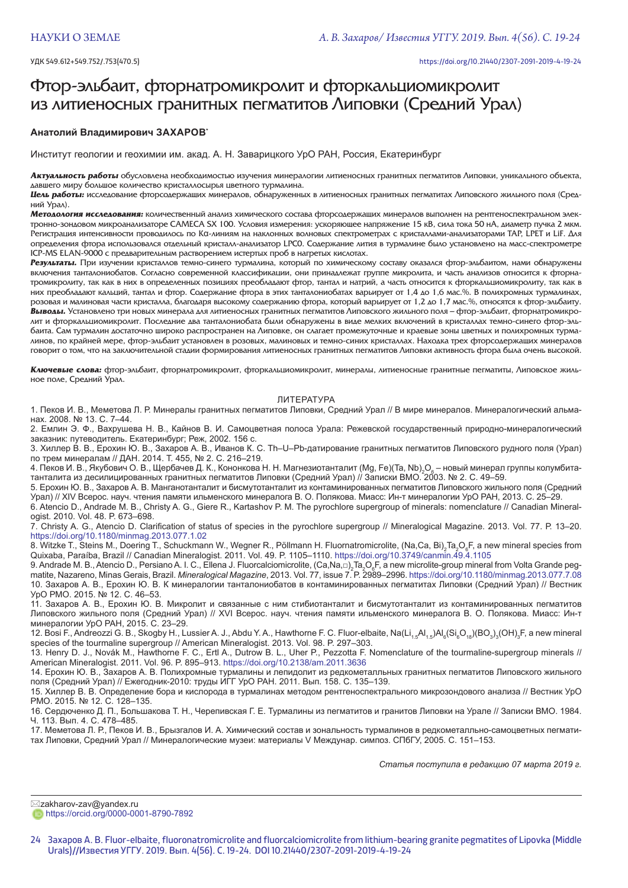УДК 549.612+549.752/.753(470.5)

https://doi.org/10.21440/2307-2091-2019-4-19-24

# Фтор-эльбаит, фторнатромикролит и фторкальциомикролит из литиеносных гранитных пегматитов Липовки (Средний Урал)

**Анатолий Владимирович ЗАХАРОВ***

Институт геологии и геохимии им. акад. А. Н. Заварицкого УрО РАН, Россия, Екатеринбург

***Актуальность работы*** обусловлена необходимостью изучения минералогии литиеносных гранитных пегматитов Липовки, уникального объекта, давшего миру большое количество кристаллосырья цветного турмалина.

***Цель работы:*** исследование фторсодержащих минералов, обнаруженных в литиеносных гранитных пегматитах Липовского жильного поля (Средний Урал).

***Методология исследования:*** количественный анализ химического состава фторсодержащих минералов выполнен на рентгеноспектральном электронно-зондовом микроанализаторе CAMECA SX 100. Условия измерения: ускоряющее напряжение 15 кВ, сила тока 50 нА, диаметр пучка 2 мкм. Регистрация интенсивности проводилось по Kα-линиям на наклонных волновых спектрометрах с кристаллами-анализаторами TAP, LPET и LiF. Для определения фтора использовался отдельный кристалл-анализатор LPC0. Содержание лития в турмалине было установлено на масс-спектрометре ICP-MS ELAN-9000 с предварительным растворением истертых проб в нагретых кислотах.

***Результаты.*** При изучении кристаллов темно-синего турмалина, который по химическому составу оказался фтор-эльбаитом, нами обнаружены включения танталониобатов. Согласно современной классификации, они принадлежат группе микролита, и часть анализов относится к фторнатромикролиту, так как в них в определенных позициях преобладают фтор, тантал и натрий, а часть относится к фторкальциомикролиту, так как в них преобладают кальций, тантал и фтор. Содержание фтора в этих танталониобатах варьирует от 1,4 до 1,6 мас.%. В полихромных турмалинах, розовая и малиновая части кристалла, благодаря высокому содержанию фтора, который варьирует от 1,2 до 1,7 мас.%, относятся к фтор-эльбаиту.

***Выводы.*** Установлено три новых минерала для литиеносных гранитных пегматитов Липовского жильного поля – фтор-эльбаит, фторнатромикролит и фторкальциомикролит. Последние два танталониобата были обнаружены в виде мелких включений в кристаллах темно-синего фтор-эльбаита. Сам турмалин достаточно широко распространен на Липовке, он слагает промежуточные и краевые зоны цветных и полихромных турмалинов, по крайней мере, фтор-эльбаит установлен в розовых, малиновых и темно-синих кристаллах. Находка трех фторсодержащих минералов говорит о том, что на заключительной стадии формирования литиеносных гранитных пегматитов Липовки активность фтора была очень высокой.

***Ключевые слова:*** фтор-эльбаит, фторнатромикролит, фторкальциомикролит, минералы, литиеносные гранитные пегматиты, Липовское жильное поле, Средний Урал.

## ЛИТЕРАТУРА

1. Пеков И. В., Меметова Л. Р. Минералы гранитных пегматитов Липовки, Средний Урал // В мире минералов. Минералогический альманах. 2008. № 13. С. 7–44.
2. Емлин Э. Ф., Вахрушева Н. В., Кайнов В. И. Самоцветная полоса Урала: Режевской государственный природно-минералогический заказник: путеводитель. Екатеринбург; Реж, 2002. 156 с.
3. Хиллер В. В., Ерохин Ю. В., Захаров А. В., Иванов К. С. Th–U–Pb-датирование гранитных пегматитов Липовского рудного поля (Урал) по трем минералам // ДАН. 2014. Т. 455, № 2. С. 216–219.
4. Пеков И. В., Якубович О. В., Щербачев Д. К., Кононкова Н. Н. Магнезиотанталит $(Mg, Fe)(Ta, Nb)_2O_6$ – новый минерал группы колумбита-танталита из десилицированных гранитных пегматитов Липовки (Средний Урал) // Записки ВМО. 2003. № 2. С. 49–59.
5. Ерохин Ю. В., Захаров А. В. Манганотанталит и висмутотанталит из контаминированных пегматитов Липовского жильного поля (Средний Урал) // XIV Всерос. науч. чтения памяти ильменского минералога В. О. Полякова. Миасс: Ин-т минералогии УрО РАН, 2013. С. 25–29.
6. Atencio D., Andrade M. B., Christy A. G., Giere R., Kartashov P. M. The pyrochlore supergroup of minerals: nomenclature // Canadian Mineralogist. 2010. Vol. 48. P. 673–698.
7. Christy A. G., Atencio D. Clarification of status of species in the pyrochlore supergroup // Mineralogical Magazine. 2013. Vol. 77. P. 13–20. https://doi.org/10.1180/minmag.2013.077.1.02
8. Witzke T., Steins M., Doering T., Schuckmann W., Wegner R., Pöllmann H. Fluornatromicrolite, $(Na,Ca,Bi)_2Ta_2O_6F$, a new mineral species from Quixaba, Paraíba, Brazil // Canadian Mineralogist. 2011. Vol. 49. P. 1105–1110. https://doi.org/10.3749/canmin.49.4.1105
9. Andrade M. B., Atencio D., Persiano A. I. C., Ellena J. Fluorcalciomicrolite, $(Ca,Na,\square)_2Ta_2O_6F$, a new microlite-group mineral from Volta Grande pegmatite, Nazareno, Minas Gerais, Brazil. *Mineralogical Magazine*, 2013. Vol. 77, issue 7. P. 2989–2996. https://doi.org/10.1180/minmag.2013.077.7.08
10. Захаров А. В., Ерохин Ю. В. К минералогии танталониобатов в контаминированных пегматитах Липовки (Средний Урал) // Вестник УрО РМО. 2015. № 12. С. 46–53.
11. Захаров А. В., Ерохин Ю. В. Микролит и связанные с ним стибиотанталит и бисмутотанталит из контаминированных пегматитов Липовского жильного поля (Средний Урал) // XVI Всерос. науч. чтения памяти ильменского минералога В. О. Полякова. Миасс: Ин-т минералогии УрО РАН, 2015. С. 23–29.
12. Bosi F., Andreozzi G. B., Skogby H., Lussier A. J., Abdu Y. A., Hawthorne F. C. Fluor-elbaite, $Na(Li_{1.5}Al_{1.5})Al_6(Si_6O_{18})(BO_3)_3(OH)_3F$, a new mineral species of the tourmaline supergroup // American Mineralogist. 2013. Vol. 98. P. 297–303.
13. Henry D. J., Novák M., Hawthorne F. C., Ertl A., Dutrow B. L., Uher P., Pezzotta F. Nomenclature of the tourmaline-supergroup minerals // American Mineralogist. 2011. Vol. 96. P. 895–913. https://doi.org/10.2138/am.2011.3636
14. Ерохин Ю. В., Захаров А. В. Полихромные турмалины и лепидолит из редкометалльных гранитных пегматитов Липовского жильного поля (Средний Урал) // Ежегодник-2010: труды ИГГ УрО РАН. 2011. Вып. 158. С. 135–139.
15. Хиллер В. В. Определение бора и кислорода в турмалинах методом рентгеноспектрального микрозондового анализа // Вестник УрО РМО. 2015. № 12. С. 128–135.
16. Сердюченко Д. П., Большакова Т. Н., Черепивская Г. Е. Турмалины из пегматитов и гранитов Липовки на Урале // Записки ВМО. 1984. Ч. 113. Вып. 4. С. 478–485.
17. Меметова Л. Р., Пеков И. В., Брызгалов И. А. Химический состав и зональность турмалинов в редкометалльно-самоцветных пегматитах Липовки, Средний Урал // Минералогические музеи: материалы V Междунар. симпоз. СПбГУ, 2005. С. 151–153.

*Статья поступила в редакцию 07 марта 2019 г.*

*zakharov-zav@yandex.ru

https://orcid.org/0000-0001-8790-7892

Захаров А. В. Fluor-elbaite, fluoronatromicrolite and fluorcalciomicrolite from lithium-bearing granite pegmatites of Lipovka (Middle Urals)//Известия УГГУ. 2019. Вып. 4(56). С. 19-24. DOI 10.21440/2307-2091-2019-4-19-24